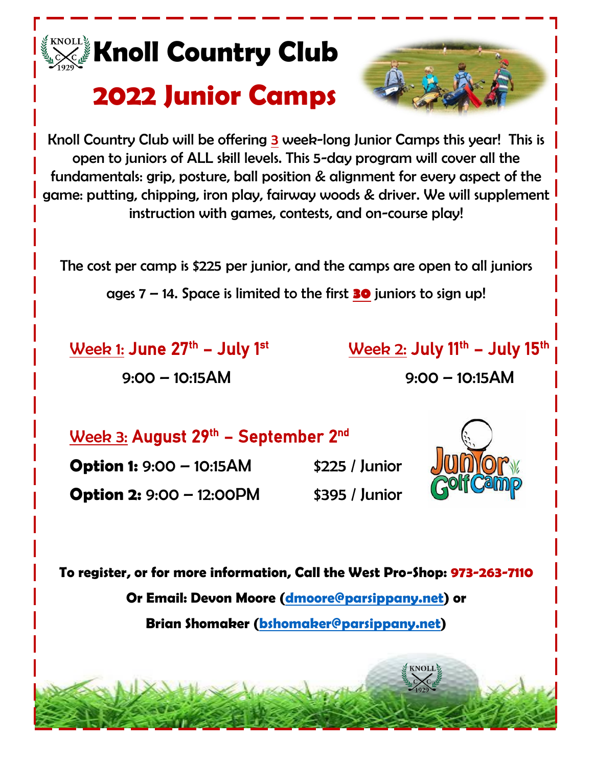# Knoll Country Club

## 2022 Junior Camps

Knoll Country Club will be offering 3 week-long Junior Camps this year! This is open to juniors of ALL skill levels. This 5-day program will cover all the fundamentals: grip, posture, ball position & alignment for every aspect of the game: putting, chipping, iron play, fairway woods & driver. We will supplement instruction with games, contests, and on-course play!

The cost per camp is $225 per junior, and the camps are open to all juniors ages 7 – 14. Space is limited to the first **30** juniors to sign up!

**Week 1: June 27th – July 1st**

9:00 – 10:15AM

**Week 2: July 11th – July 15th**

9:00 – 10:15AM

**Week 3: August 29th – September 2nd**

**Option 1:** 9:00 – 10:15AM $225 / Junior

**Option 2:** 9:00 – 12:00PM $395 / Junior

**To register, or for more information, Call the West Pro-Shop: 973-263-7110**

**Or Email: Devon Moore (dmoore@parsippany.net) or**

**Brian Shomaker (bshomaker@parsippany.net)**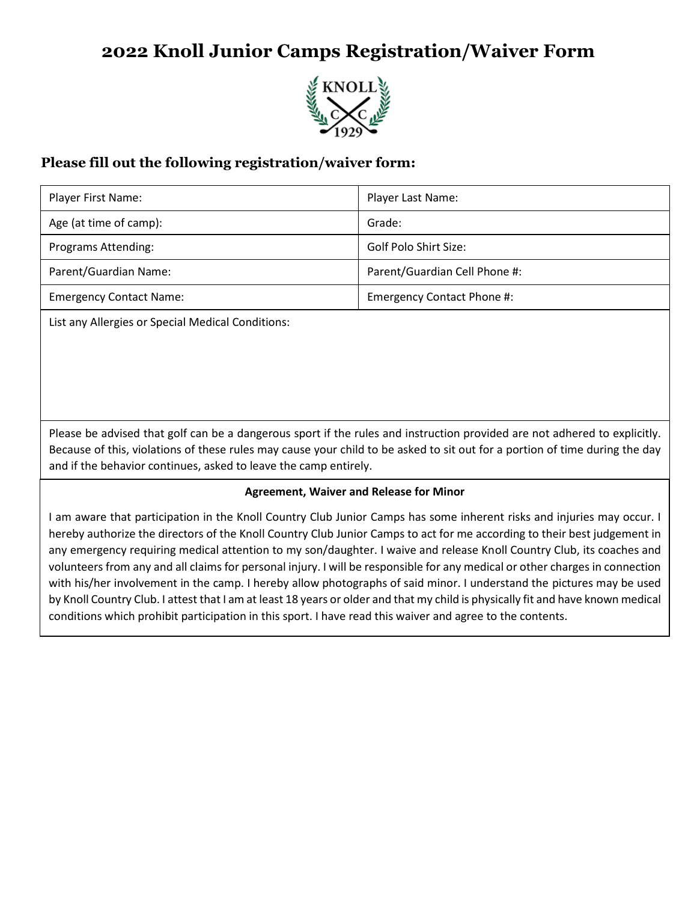# 2022 Knoll Junior Camps Registration/Waiver Form

KNOLL C C 1929

### Please fill out the following registration/waiver form:

| | |
|---|---|
| Player First Name: | Player Last Name: |
| Age (at time of camp): | Grade: |
| Programs Attending: | Golf Polo Shirt Size: |
| Parent/Guardian Name: | Parent/Guardian Cell Phone #: |
| Emergency Contact Name: | Emergency Contact Phone #: |

List any Allergies or Special Medical Conditions:

Please be advised that golf can be a dangerous sport if the rules and instruction provided are not adhered to explicitly. Because of this, violations of these rules may cause your child to be asked to sit out for a portion of time during the day and if the behavior continues, asked to leave the camp entirely.

**Agreement, Waiver and Release for Minor**

I am aware that participation in the Knoll Country Club Junior Camps has some inherent risks and injuries may occur. I hereby authorize the directors of the Knoll Country Club Junior Camps to act for me according to their best judgement in any emergency requiring medical attention to my son/daughter. I waive and release Knoll Country Club, its coaches and volunteers from any and all claims for personal injury. I will be responsible for any medical or other charges in connection with his/her involvement in the camp. I hereby allow photographs of said minor. I understand the pictures may be used by Knoll Country Club. I attest that I am at least 18 years or older and that my child is physically fit and have known medical conditions which prohibit participation in this sport. I have read this waiver and agree to the contents.